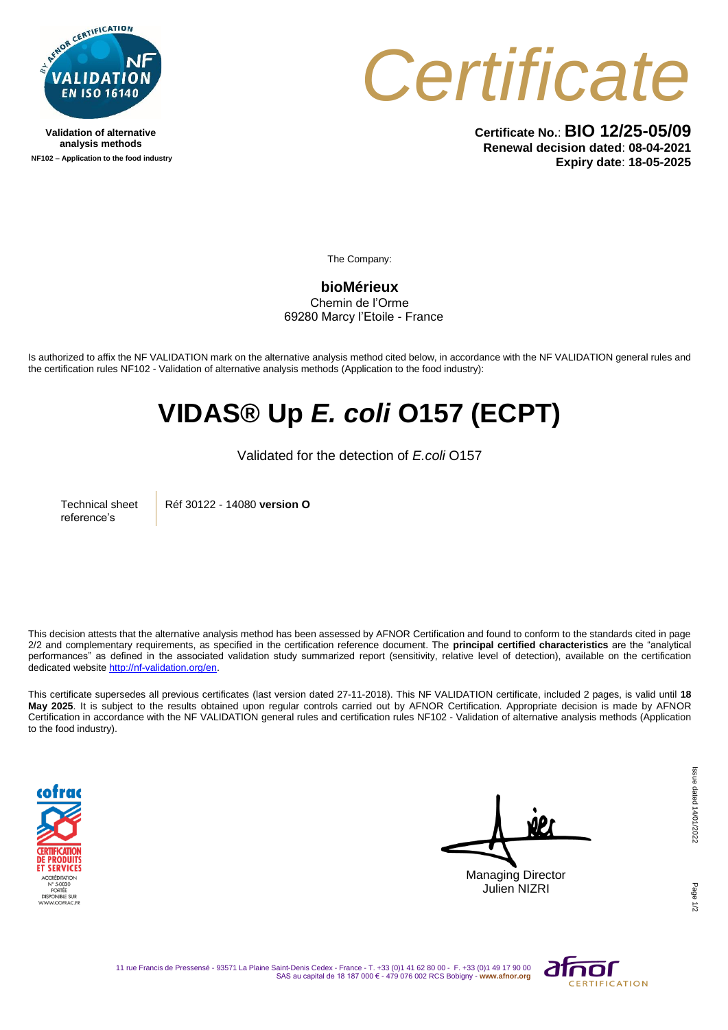Validation of alternative analysis methods

NF102 – Application to the food industry

# Certificate

**Certificate No.**: **BIO 12/25-05/09**
**Renewal decision dated**: **08-04-2021**
**Expiry date**: **18-05-2025**

The Company:

**bioMérieux**
Chemin de l'Orme
69280 Marcy l'Etoile - France

Is authorized to affix the NF VALIDATION mark on the alternative analysis method cited below, in accordance with the NF VALIDATION general rules and the certification rules NF102 - Validation of alternative analysis methods (Application to the food industry):

# VIDAS® Up *E. coli* O157 (ECPT)

Validated for the detection of *E.coli* O157

| Technical sheet reference's | Réf 30122 - 14080 **version O** |
|---|---|

This decision attests that the alternative analysis method has been assessed by AFNOR Certification and found to conform to the standards cited in page 2/2 and complementary requirements, as specified in the certification reference document. The **principal certified characteristics** are the "analytical performances" as defined in the associated validation study summarized report (sensitivity, relative level of detection), available on the certification dedicated website http://nf-validation.org/en.

This certificate supersedes all previous certificates (last version dated 27-11-2018). This NF VALIDATION certificate, included 2 pages, is valid until **18 May 2025**. It is subject to the results obtained upon regular controls carried out by AFNOR Certification. Appropriate decision is made by AFNOR Certification in accordance with the NF VALIDATION general rules and certification rules NF102 - Validation of alternative analysis methods (Application to the food industry).

cofrac CERTIFICATION DE PRODUITS ET SERVICES ACCRÉDITATION N° 5-0030 PORTÉE DISPONIBLE SUR WWW.COFRAC.FR

Managing Director
Julien NIZRI

Issue dated 14/01/2022

11 rue Francis de Pressensé - 93571 La Plaine Saint-Denis Cedex - France - T. +33 (0)1 41 62 80 00 - F. +33 (0)1 49 17 90 00
SAS au capital de 18 187 000 € - 479 076 002 RCS Bobigny - **www.afnor.org**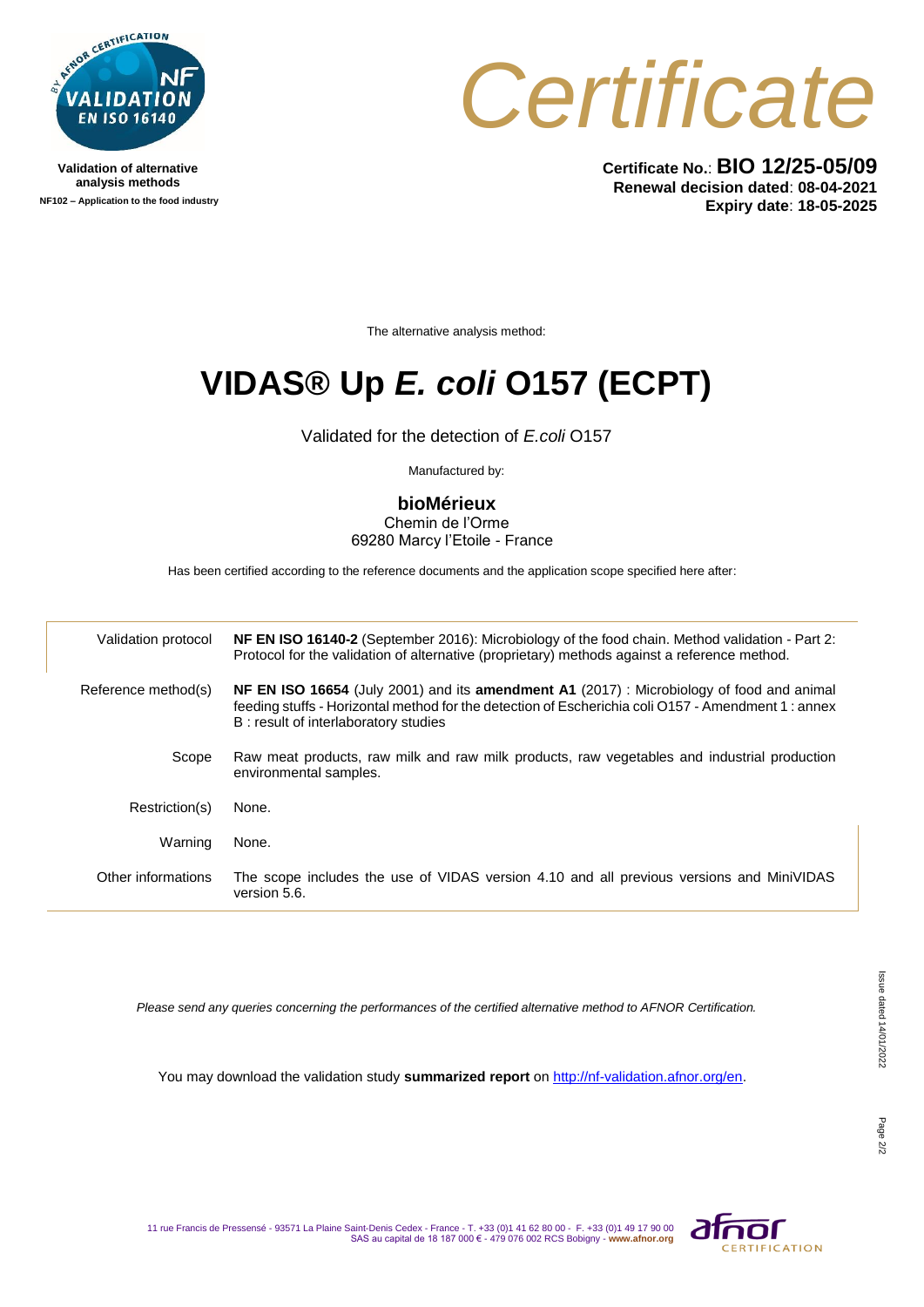NF VALIDATION EN ISO 16140 — BY AFNOR CERTIFICATION

**Validation of alternative analysis methods**

**NF102 – Application to the food industry**

# Certificate

**Certificate No.**: **BIO 12/25-05/09**
**Renewal decision dated**: **08-04-2021**
**Expiry date**: **18-05-2025**

The alternative analysis method:

# VIDAS® Up *E. coli* O157 (ECPT)

Validated for the detection of *E.coli* O157

Manufactured by:

**bioMérieux**
Chemin de l'Orme
69280 Marcy l'Etoile - France

Has been certified according to the reference documents and the application scope specified here after:

| | |
|---|---|
| Validation protocol | **NF EN ISO 16140-2** (September 2016): Microbiology of the food chain. Method validation - Part 2: Protocol for the validation of alternative (proprietary) methods against a reference method. |
| Reference method(s) | **NF EN ISO 16654** (July 2001) and its **amendment A1** (2017) : Microbiology of food and animal feeding stuffs - Horizontal method for the detection of Escherichia coli O157 - Amendment 1 : annex B : result of interlaboratory studies |
| Scope | Raw meat products, raw milk and raw milk products, raw vegetables and industrial production environmental samples. |
| Restriction(s) | None. |
| Warning | None. |
| Other informations | The scope includes the use of VIDAS version 4.10 and all previous versions and MiniVIDAS version 5.6. |

*Please send any queries concerning the performances of the certified alternative method to AFNOR Certification.*

You may download the validation study **summarized report** on http://nf-validation.afnor.org/en.

Issue dated 14/01/2022

11 rue Francis de Pressensé - 93571 La Plaine Saint-Denis Cedex - France - T. +33 (0)1 41 62 80 00 - F. +33 (0)1 49 17 90 00
SAS au capital de 18 187 000 € - 479 076 002 RCS Bobigny - **www.afnor.org**

afnor CERTIFICATION